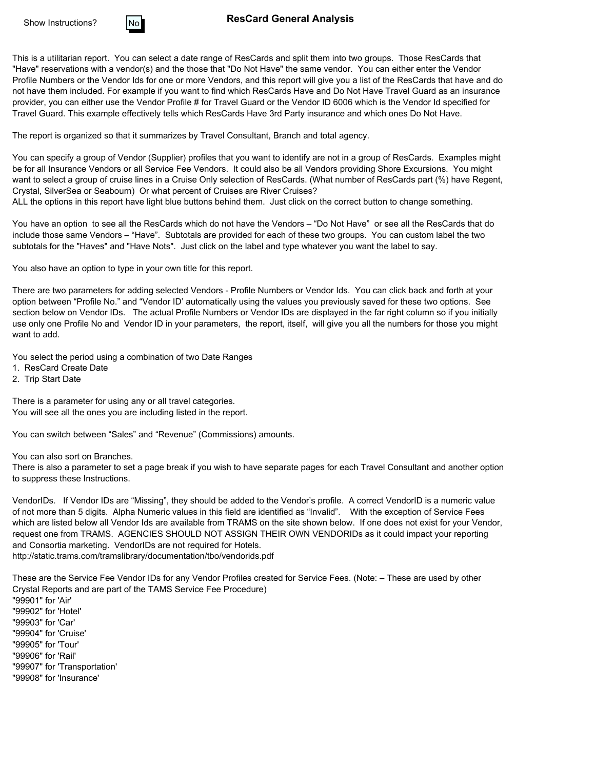Show Instructions? No

# ResCard General Analysis

This is a utilitarian report. You can select a date range of ResCards and split them into two groups. Those ResCards that "Have" reservations with a vendor(s) and the those that "Do Not Have" the same vendor. You can either enter the Vendor Profile Numbers or the Vendor Ids for one or more Vendors, and this report will give you a list of the ResCards that have and do not have them included. For example if you want to find which ResCards Have and Do Not Have Travel Guard as an insurance provider, you can either use the Vendor Profile # for Travel Guard or the Vendor ID 6006 which is the Vendor Id specified for Travel Guard. This example effectively tells which ResCards Have 3rd Party insurance and which ones Do Not Have.

The report is organized so that it summarizes by Travel Consultant, Branch and total agency.

You can specify a group of Vendor (Supplier) profiles that you want to identify are not in a group of ResCards. Examples might be for all Insurance Vendors or all Service Fee Vendors. It could also be all Vendors providing Shore Excursions. You might want to select a group of cruise lines in a Cruise Only selection of ResCards. (What number of ResCards part (%) have Regent, Crystal, SilverSea or Seabourn) Or what percent of Cruises are River Cruises?
ALL the options in this report have light blue buttons behind them. Just click on the correct button to change something.

You have an option to see all the ResCards which do not have the Vendors – “Do Not Have” or see all the ResCards that do include those same Vendors – “Have”. Subtotals are provided for each of these two groups. You can custom label the two subtotals for the "Haves" and "Have Nots". Just click on the label and type whatever you want the label to say.

You also have an option to type in your own title for this report.

There are two parameters for adding selected Vendors - Profile Numbers or Vendor Ids. You can click back and forth at your option between “Profile No.” and “Vendor ID’ automatically using the values you previously saved for these two options. See section below on Vendor IDs. The actual Profile Numbers or Vendor IDs are displayed in the far right column so if you initially use only one Profile No and Vendor ID in your parameters, the report, itself, will give you all the numbers for those you might want to add.

You select the period using a combination of two Date Ranges
1. ResCard Create Date
2. Trip Start Date

There is a parameter for using any or all travel categories.
You will see all the ones you are including listed in the report.

You can switch between “Sales” and “Revenue” (Commissions) amounts.

You can also sort on Branches.
There is also a parameter to set a page break if you wish to have separate pages for each Travel Consultant and another option to suppress these Instructions.

VendorIDs. If Vendor IDs are “Missing”, they should be added to the Vendor’s profile. A correct VendorID is a numeric value of not more than 5 digits. Alpha Numeric values in this field are identified as “Invalid”. With the exception of Service Fees which are listed below all Vendor Ids are available from TRAMS on the site shown below. If one does not exist for your Vendor, request one from TRAMS. AGENCIES SHOULD NOT ASSIGN THEIR OWN VENDORIDs as it could impact your reporting and Consortia marketing. VendorIDs are not required for Hotels.
http://static.trams.com/tramslibrary/documentation/tbo/vendorids.pdf

These are the Service Fee Vendor IDs for any Vendor Profiles created for Service Fees. (Note: – These are used by other Crystal Reports and are part of the TAMS Service Fee Procedure)
"99901" for 'Air'
"99902" for 'Hotel'
"99903" for 'Car'
"99904" for 'Cruise'
"99905" for 'Tour'
"99906" for 'Rail'
"99907" for 'Transportation'
"99908" for 'Insurance'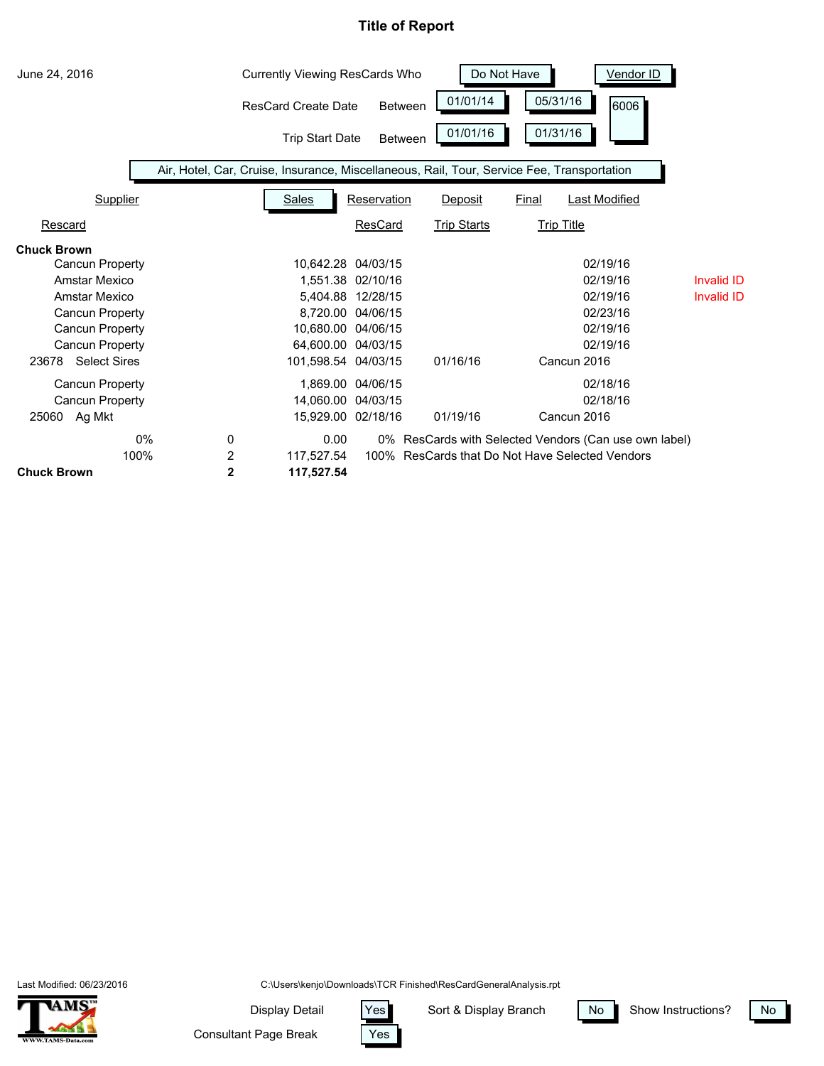# Title of Report

June 24, 2016

Currently Viewing ResCards Who **Do Not Have** **Vendor ID**

ResCard Create Date Between 01/01/14 05/31/16 6006

Trip Start Date Between 01/01/16 01/31/16

Air, Hotel, Car, Cruise, Insurance, Miscellaneous, Rail, Tour, Service Fee, Transportation

| Supplier | | Sales | Reservation | Deposit | Final | Last Modified | |
|---|---|---|---|---|---|---|---|
| Rescard | | | ResCard | Trip Starts | Trip Title | | |
| **Chuck Brown** | | | | | | | |
| Cancun Property | | 10,642.28 | 04/03/15 | | | 02/19/16 | |
| Amstar Mexico | | 1,551.38 | 02/10/16 | | | 02/19/16 | Invalid ID |
| Amstar Mexico | | 5,404.88 | 12/28/15 | | | 02/19/16 | Invalid ID |
| Cancun Property | | 8,720.00 | 04/06/15 | | | 02/23/16 | |
| Cancun Property | | 10,680.00 | 04/06/15 | | | 02/19/16 | |
| Cancun Property | | 64,600.00 | 04/03/15 | | | 02/19/16 | |
| 23678 Select Sires | | 101,598.54 | 04/03/15 | 01/16/16 | Cancun 2016 | | |
| Cancun Property | | 1,869.00 | 04/06/15 | | | 02/18/16 | |
| Cancun Property | | 14,060.00 | 04/03/15 | | | 02/18/16 | |
| 25060 Ag Mkt | | 15,929.00 | 02/18/16 | 01/19/16 | Cancun 2016 | | |
| 0% | 0 | 0.00 | 0% ResCards with Selected Vendors (Can use own label) | | | | |
| 100% | 2 | 117,527.54 | 100% ResCards that Do Not Have Selected Vendors | | | | |
| **Chuck Brown** | **2** | **117,527.54** | | | | | |

Last Modified: 06/23/2016

C:\Users\kenjo\Downloads\TCR Finished\ResCardGeneralAnalysis.rpt

Display Detail: Yes | Sort & Display Branch: No | Show Instructions? No

Consultant Page Break: Yes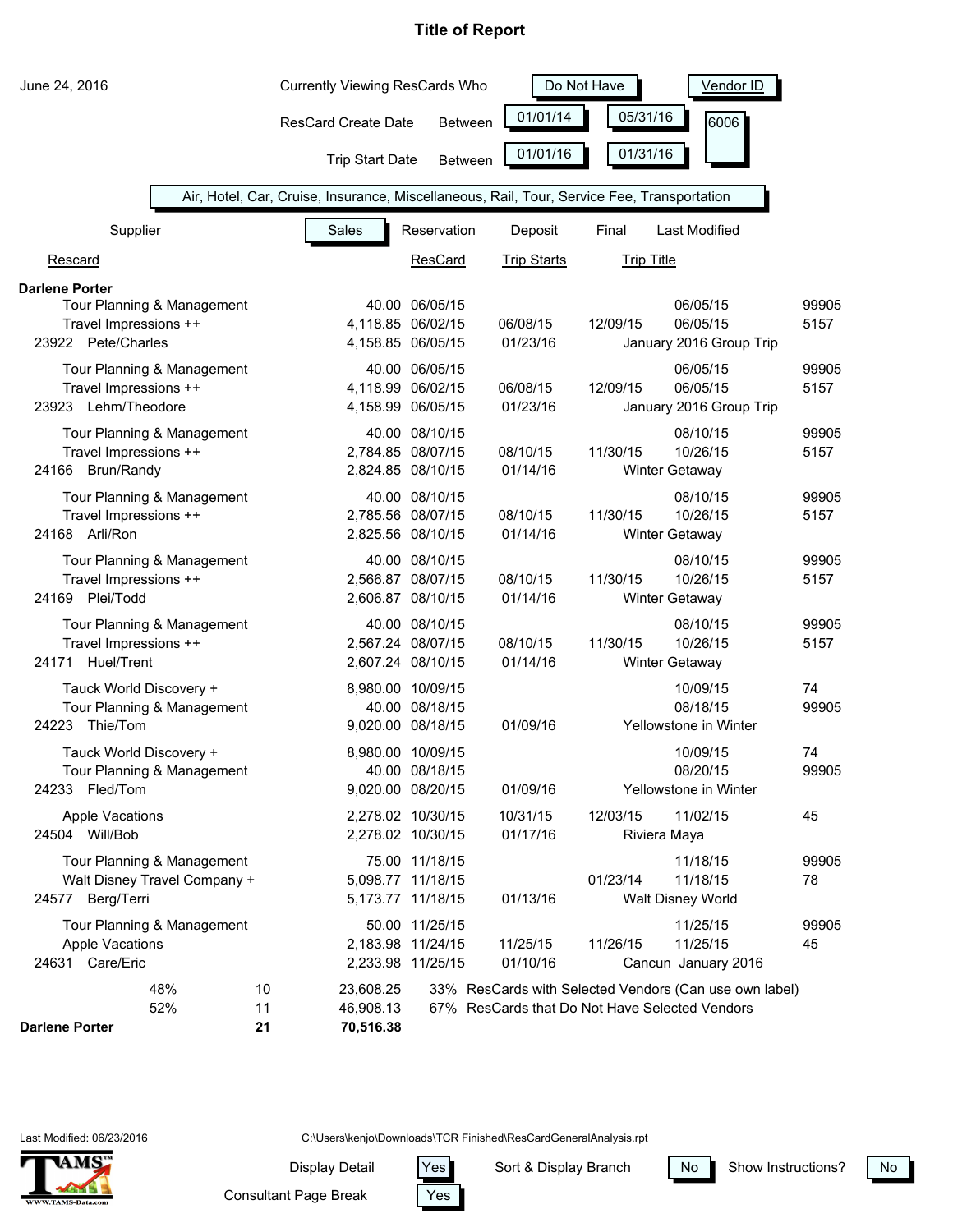# Title of Report

June 24, 2016

Currently Viewing ResCards Who **Do Not Have** **Vendor ID**

ResCard Create Date Between 01/01/14 05/31/16 **6006**

Trip Start Date Between 01/01/16 01/31/16

Air, Hotel, Car, Cruise, Insurance, Miscellaneous, Rail, Tour, Service Fee, Transportation

| Supplier | Sales | Reservation | Deposit | Final | Last Modified | |
|---|---|---|---|---|---|---|
| Rescard | | ResCard | Trip Starts | Trip Title | | |
| **Darlene Porter** | | | | | | |
| Tour Planning & Management | 40.00 | 06/05/15 | | | 06/05/15 | 99905 |
| Travel Impressions ++ | 4,118.85 | 06/02/15 | 06/08/15 | 12/09/15 | 06/05/15 | 5157 |
| 23922 Pete/Charles | 4,158.85 | 06/05/15 | 01/23/16 | January 2016 Group Trip | | |
| Tour Planning & Management | 40.00 | 06/05/15 | | | 06/05/15 | 99905 |
| Travel Impressions ++ | 4,118.99 | 06/02/15 | 06/08/15 | 12/09/15 | 06/05/15 | 5157 |
| 23923 Lehm/Theodore | 4,158.99 | 06/05/15 | 01/23/16 | January 2016 Group Trip | | |
| Tour Planning & Management | 40.00 | 08/10/15 | | | 08/10/15 | 99905 |
| Travel Impressions ++ | 2,784.85 | 08/07/15 | 08/10/15 | 11/30/15 | 10/26/15 | 5157 |
| 24166 Brun/Randy | 2,824.85 | 08/10/15 | 01/14/16 | Winter Getaway | | |
| Tour Planning & Management | 40.00 | 08/10/15 | | | 08/10/15 | 99905 |
| Travel Impressions ++ | 2,785.56 | 08/07/15 | 08/10/15 | 11/30/15 | 10/26/15 | 5157 |
| 24168 Arli/Ron | 2,825.56 | 08/10/15 | 01/14/16 | Winter Getaway | | |
| Tour Planning & Management | 40.00 | 08/10/15 | | | 08/10/15 | 99905 |
| Travel Impressions ++ | 2,566.87 | 08/07/15 | 08/10/15 | 11/30/15 | 10/26/15 | 5157 |
| 24169 Plei/Todd | 2,606.87 | 08/10/15 | 01/14/16 | Winter Getaway | | |
| Tour Planning & Management | 40.00 | 08/10/15 | | | 08/10/15 | 99905 |
| Travel Impressions ++ | 2,567.24 | 08/07/15 | 08/10/15 | 11/30/15 | 10/26/15 | 5157 |
| 24171 Huel/Trent | 2,607.24 | 08/10/15 | 01/14/16 | Winter Getaway | | |
| Tauck World Discovery + | 8,980.00 | 10/09/15 | | | 10/09/15 | 74 |
| Tour Planning & Management | 40.00 | 08/18/15 | | | 08/18/15 | 99905 |
| 24223 Thie/Tom | 9,020.00 | 08/18/15 | 01/09/16 | Yellowstone in Winter | | |
| Tauck World Discovery + | 8,980.00 | 10/09/15 | | | 10/09/15 | 74 |
| Tour Planning & Management | 40.00 | 08/18/15 | | | 08/20/15 | 99905 |
| 24233 Fled/Tom | 9,020.00 | 08/20/15 | 01/09/16 | Yellowstone in Winter | | |
| Apple Vacations | 2,278.02 | 10/30/15 | 10/31/15 | 12/03/15 | 11/02/15 | 45 |
| 24504 Will/Bob | 2,278.02 | 10/30/15 | 01/17/16 | Riviera Maya | | |
| Tour Planning & Management | 75.00 | 11/18/15 | | | 11/18/15 | 99905 |
| Walt Disney Travel Company + | 5,098.77 | 11/18/15 | | 01/23/14 | 11/18/15 | 78 |
| 24577 Berg/Terri | 5,173.77 | 11/18/15 | 01/13/16 | Walt Disney World | | |
| Tour Planning & Management | 50.00 | 11/25/15 | | | 11/25/15 | 99905 |
| Apple Vacations | 2,183.98 | 11/24/15 | 11/25/15 | 11/26/15 | 11/25/15 | 45 |
| 24631 Care/Eric | 2,233.98 | 11/25/15 | 01/10/16 | Cancun January 2016 | | |

| | | | | |
|---|---|---|---|---|
| 48% | 10 | 23,608.25 | 33% | ResCards with Selected Vendors (Can use own label) |
| 52% | 11 | 46,908.13 | 67% | ResCards that Do Not Have Selected Vendors |
| **Darlene Porter** | **21** | **70,516.38** | | |

Last Modified: 06/23/2016

C:\Users\kenjo\Downloads\TCR Finished\ResCardGeneralAnalysis.rpt

Display Detail: Yes    Sort & Display Branch: No    Show Instructions? No

Consultant Page Break: Yes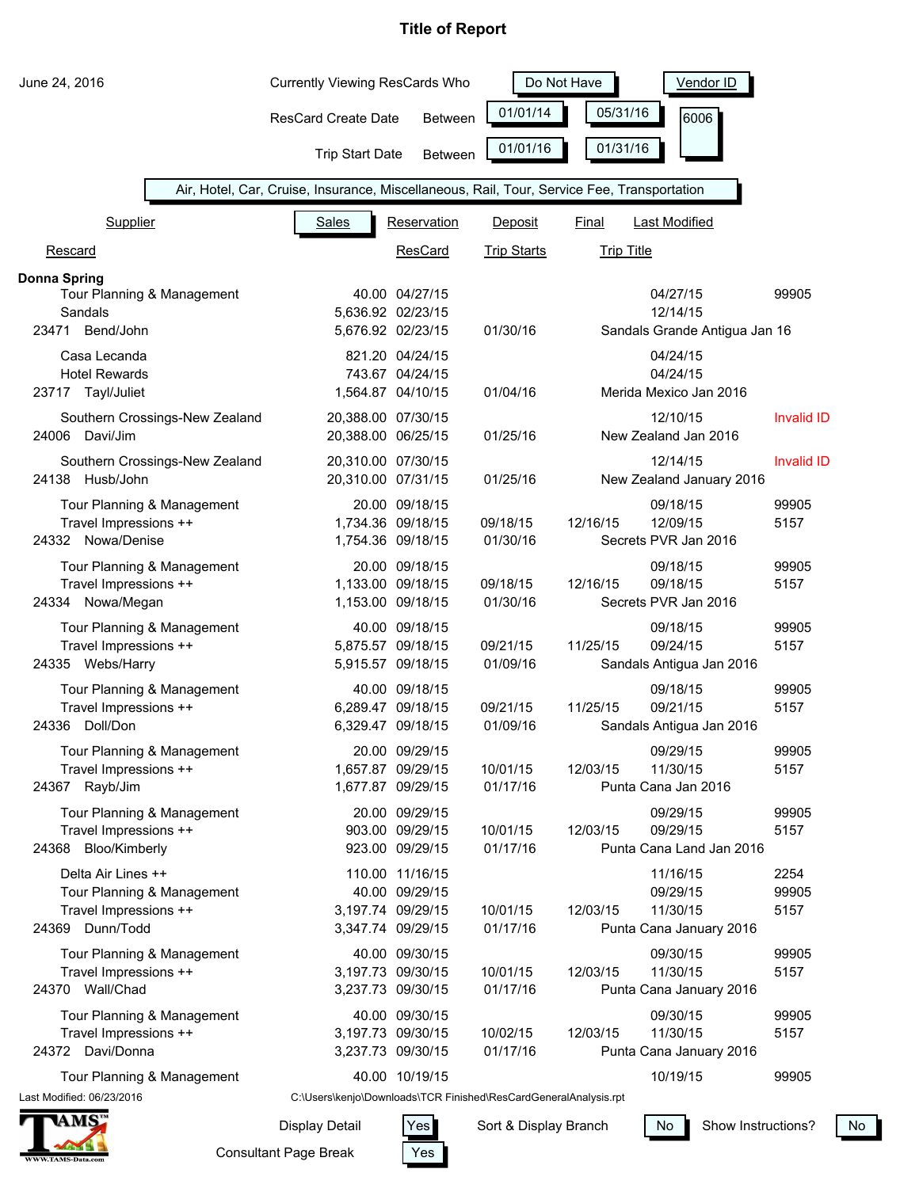# Title of Report

June 24, 2016

Currently Viewing ResCards Who **Do Not Have** **Vendor ID** 6006

ResCard Create Date Between 01/01/14 05/31/16

Trip Start Date Between 01/01/16 01/31/16

Air, Hotel, Car, Cruise, Insurance, Miscellaneous, Rail, Tour, Service Fee, Transportation

| Rescard | Supplier | Sales | Reservation / ResCard | Deposit / Trip Starts | Final | Last Modified / Trip Title | |
|---|---|---|---|---|---|---|---|
| **Donna Spring** | | | | | | | |
| | Tour Planning & Management | 40.00 | 04/27/15 | | | 04/27/15 | 99905 |
| | Sandals | 5,636.92 | 02/23/15 | | | 12/14/15 | |
| 23471 | Bend/John | 5,676.92 | 02/23/15 | 01/30/16 | | Sandals Grande Antigua Jan 16 | |
| | Casa Lecanda | 821.20 | 04/24/15 | | | 04/24/15 | |
| | Hotel Rewards | 743.67 | 04/24/15 | | | 04/24/15 | |
| 23717 | Tayl/Juliet | 1,564.87 | 04/10/15 | 01/04/16 | | Merida Mexico Jan 2016 | |
| | Southern Crossings-New Zealand | 20,388.00 | 07/30/15 | | | 12/10/15 | Invalid ID |
| 24006 | Davi/Jim | 20,388.00 | 06/25/15 | 01/25/16 | | New Zealand Jan 2016 | |
| | Southern Crossings-New Zealand | 20,310.00 | 07/30/15 | | | 12/14/15 | Invalid ID |
| 24138 | Husb/John | 20,310.00 | 07/31/15 | 01/25/16 | | New Zealand January 2016 | |
| | Tour Planning & Management | 20.00 | 09/18/15 | | | 09/18/15 | 99905 |
| | Travel Impressions ++ | 1,734.36 | 09/18/15 | 09/18/15 | 12/16/15 | 12/09/15 | 5157 |
| 24332 | Nowa/Denise | 1,754.36 | 09/18/15 | 01/30/16 | | Secrets PVR Jan 2016 | |
| | Tour Planning & Management | 20.00 | 09/18/15 | | | 09/18/15 | 99905 |
| | Travel Impressions ++ | 1,133.00 | 09/18/15 | 09/18/15 | 12/16/15 | 09/18/15 | 5157 |
| 24334 | Nowa/Megan | 1,153.00 | 09/18/15 | 01/30/16 | | Secrets PVR Jan 2016 | |
| | Tour Planning & Management | 40.00 | 09/18/15 | | | 09/18/15 | 99905 |
| | Travel Impressions ++ | 5,875.57 | 09/18/15 | 09/21/15 | 11/25/15 | 09/24/15 | 5157 |
| 24335 | Webs/Harry | 5,915.57 | 09/18/15 | 01/09/16 | | Sandals Antigua Jan 2016 | |
| | Tour Planning & Management | 40.00 | 09/18/15 | | | 09/18/15 | 99905 |
| | Travel Impressions ++ | 6,289.47 | 09/18/15 | 09/21/15 | 11/25/15 | 09/21/15 | 5157 |
| 24336 | Doll/Don | 6,329.47 | 09/18/15 | 01/09/16 | | Sandals Antigua Jan 2016 | |
| | Tour Planning & Management | 20.00 | 09/29/15 | | | 09/29/15 | 99905 |
| | Travel Impressions ++ | 1,657.87 | 09/29/15 | 10/01/15 | 12/03/15 | 11/30/15 | 5157 |
| 24367 | Rayb/Jim | 1,677.87 | 09/29/15 | 01/17/16 | | Punta Cana Jan 2016 | |
| | Tour Planning & Management | 20.00 | 09/29/15 | | | 09/29/15 | 99905 |
| | Travel Impressions ++ | 903.00 | 09/29/15 | 10/01/15 | 12/03/15 | 09/29/15 | 5157 |
| 24368 | Bloo/Kimberly | 923.00 | 09/29/15 | 01/17/16 | | Punta Cana Land Jan 2016 | |
| | Delta Air Lines ++ | 110.00 | 11/16/15 | | | 11/16/15 | 2254 |
| | Tour Planning & Management | 40.00 | 09/29/15 | | | 09/29/15 | 99905 |
| | Travel Impressions ++ | 3,197.74 | 09/29/15 | 10/01/15 | 12/03/15 | 11/30/15 | 5157 |
| 24369 | Dunn/Todd | 3,347.74 | 09/29/15 | 01/17/16 | | Punta Cana January 2016 | |
| | Tour Planning & Management | 40.00 | 09/30/15 | | | 09/30/15 | 99905 |
| | Travel Impressions ++ | 3,197.73 | 09/30/15 | 10/01/15 | 12/03/15 | 11/30/15 | 5157 |
| 24370 | Wall/Chad | 3,237.73 | 09/30/15 | 01/17/16 | | Punta Cana January 2016 | |
| | Tour Planning & Management | 40.00 | 09/30/15 | | | 09/30/15 | 99905 |
| | Travel Impressions ++ | 3,197.73 | 09/30/15 | 10/02/15 | 12/03/15 | 11/30/15 | 5157 |
| 24372 | Davi/Donna | 3,237.73 | 09/30/15 | 01/17/16 | | Punta Cana January 2016 | |
| | Tour Planning & Management | 40.00 | 10/19/15 | | | 10/19/15 | 99905 |

Last Modified: 06/23/2016 C:\Users\kenjo\Downloads\TCR Finished\ResCardGeneralAnalysis.rpt

Display Detail: Yes | Sort & Display Branch: No | Show Instructions?: No

Consultant Page Break: Yes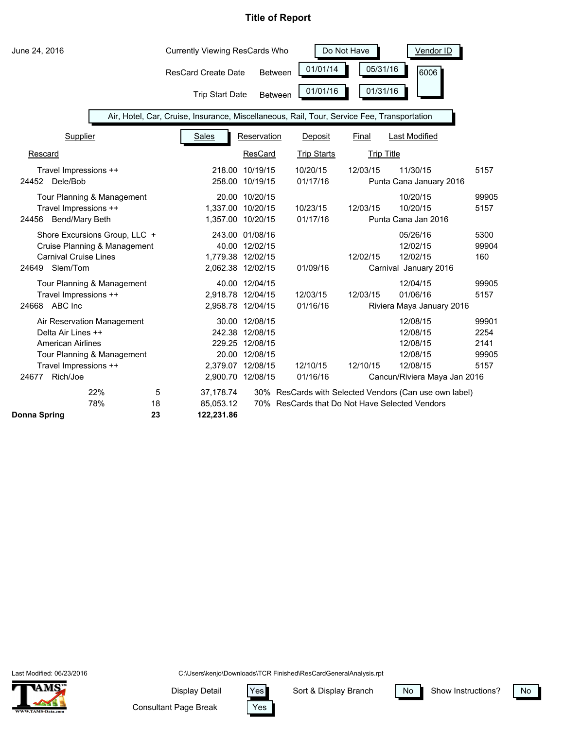# Title of Report

June 24, 2016

Currently Viewing ResCards Who **Do Not Have** **Vendor ID**

ResCard Create Date Between 01/01/14 05/31/16 6006

Trip Start Date Between 01/01/16 01/31/16

Air, Hotel, Car, Cruise, Insurance, Miscellaneous, Rail, Tour, Service Fee, Transportation

| Supplier / Rescard | Sales | Reservation / ResCard | Deposit / Trip Starts | Final / Trip Title | Last Modified | Vendor ID |
|---|---|---|---|---|---|---|
| Travel Impressions ++ | 218.00 | 10/19/15 | 10/20/15 | 12/03/15 | 11/30/15 | 5157 |
| 24452 Dele/Bob | 258.00 | 10/19/15 | 01/17/16 | Punta Cana January 2016 | | |
| Tour Planning & Management | 20.00 | 10/20/15 | | | 10/20/15 | 99905 |
| Travel Impressions ++ | 1,337.00 | 10/20/15 | 10/23/15 | 12/03/15 | 10/20/15 | 5157 |
| 24456 Bend/Mary Beth | 1,357.00 | 10/20/15 | 01/17/16 | Punta Cana Jan 2016 | | |
| Shore Excursions Group, LLC + | 243.00 | 01/08/16 | | | 05/26/16 | 5300 |
| Cruise Planning & Management | 40.00 | 12/02/15 | | | 12/02/15 | 99904 |
| Carnival Cruise Lines | 1,779.38 | 12/02/15 | | 12/02/15 | 12/02/15 | 160 |
| 24649 Slem/Tom | 2,062.38 | 12/02/15 | 01/09/16 | Carnival January 2016 | | |
| Tour Planning & Management | 40.00 | 12/04/15 | | | 12/04/15 | 99905 |
| Travel Impressions ++ | 2,918.78 | 12/04/15 | 12/03/15 | 12/03/15 | 01/06/16 | 5157 |
| 24668 ABC Inc | 2,958.78 | 12/04/15 | 01/16/16 | Riviera Maya January 2016 | | |
| Air Reservation Management | 30.00 | 12/08/15 | | | 12/08/15 | 99901 |
| Delta Air Lines ++ | 242.38 | 12/08/15 | | | 12/08/15 | 2254 |
| American Airlines | 229.25 | 12/08/15 | | | 12/08/15 | 2141 |
| Tour Planning & Management | 20.00 | 12/08/15 | | | 12/08/15 | 99905 |
| Travel Impressions ++ | 2,379.07 | 12/08/15 | 12/10/15 | 12/10/15 | 12/08/15 | 5157 |
| 24677 Rich/Joe | 2,900.70 | 12/08/15 | 01/16/16 | Cancun/Riviera Maya Jan 2016 | | |

| | % | Count | Sales | % | Description |
|---|---|---|---|---|---|
| | 22% | 5 | 37,178.74 | 30% | ResCards with Selected Vendors (Can use own label) |
| | 78% | 18 | 85,053.12 | 70% | ResCards that Do Not Have Selected Vendors |
| **Donna Spring** | | **23** | **122,231.86** | | |

Last Modified: 06/23/2016

C:\Users\kenjo\Downloads\TCR Finished\ResCardGeneralAnalysis.rpt

Display Detail: Yes | Sort & Display Branch: No | Show Instructions? No

Consultant Page Break: Yes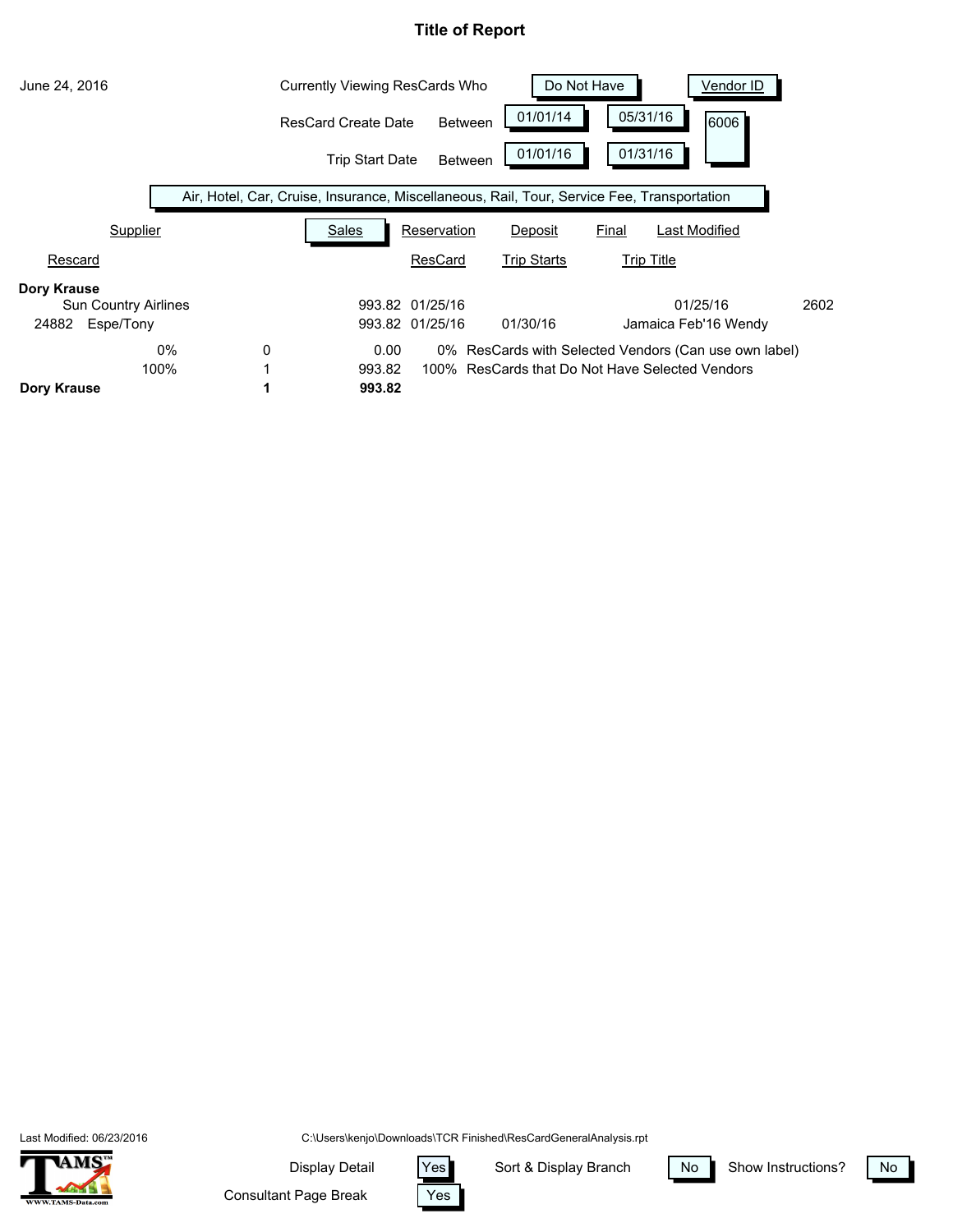# Title of Report

June 24, 2016

Currently Viewing ResCards Who **Do Not Have** **Vendor ID**

ResCard Create Date Between 01/01/14 05/31/16

Trip Start Date Between 01/01/16 01/31/16

6006

Air, Hotel, Car, Cruise, Insurance, Miscellaneous, Rail, Tour, Service Fee, Transportation

| Supplier | | Sales | Reservation | Deposit | Final | Last Modified | |
|---|---|---|---|---|---|---|---|
| Rescard | | | ResCard | Trip Starts | Trip Title | | |
| **Dory Krause** | | | | | | | |
| Sun Country Airlines | | 993.82 | 01/25/16 | | | 01/25/16 | 2602 |
| 24882 Espe/Tony | | 993.82 | 01/25/16 | 01/30/16 | Jamaica Feb'16 Wendy | | |
| 0% | 0 | 0.00 | 0% ResCards with Selected Vendors (Can use own label) | | | | |
| 100% | 1 | 993.82 | 100% ResCards that Do Not Have Selected Vendors | | | | |
| **Dory Krause** | **1** | **993.82** | | | | | |

Last Modified: 06/23/2016

C:\Users\kenjo\Downloads\TCR Finished\ResCardGeneralAnalysis.rpt

Display Detail: Yes

Sort & Display Branch: No

Show Instructions?: No

Consultant Page Break: Yes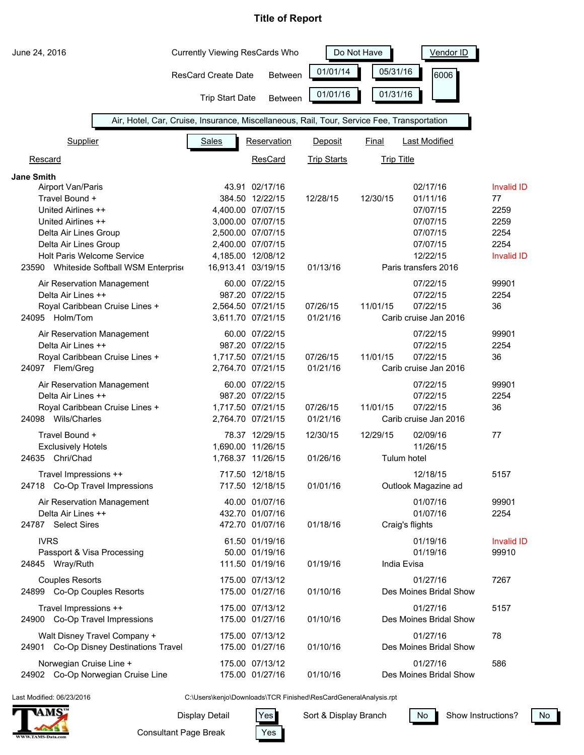# Title of Report

June 24, 2016

Currently Viewing ResCards Who: Do Not Have — Vendor ID: 6006

ResCard Create Date Between 01/01/14 and 05/31/16

Trip Start Date Between 01/01/16 and 01/31/16

Air, Hotel, Car, Cruise, Insurance, Miscellaneous, Rail, Tour, Service Fee, Transportation

| Rescard | Supplier | Sales | Reservation / ResCard | Deposit / Trip Starts | Final | Last Modified / Trip Title | |
|---|---|---|---|---|---|---|---|
| **Jane Smith** | | | | | | | |
| | Airport Van/Paris | 43.91 | 02/17/16 | | | 02/17/16 | Invalid ID |
| | Travel Bound + | 384.50 | 12/22/15 | 12/28/15 | 12/30/15 | 01/11/16 | 77 |
| | United Airlines ++ | 4,400.00 | 07/07/15 | | | 07/07/15 | 2259 |
| | United Airlines ++ | 3,000.00 | 07/07/15 | | | 07/07/15 | 2259 |
| | Delta Air Lines Group | 2,500.00 | 07/07/15 | | | 07/07/15 | 2254 |
| | Delta Air Lines Group | 2,400.00 | 07/07/15 | | | 07/07/15 | 2254 |
| | Holt Paris Welcome Service | 4,185.00 | 12/08/12 | | | 12/22/15 | Invalid ID |
| 23590 | Whiteside Softball WSM Enterprise | 16,913.41 | 03/19/15 | 01/13/16 | | Paris transfers 2016 | |
| | Air Reservation Management | 60.00 | 07/22/15 | | | 07/22/15 | 99901 |
| | Delta Air Lines ++ | 987.20 | 07/22/15 | | | 07/22/15 | 2254 |
| | Royal Caribbean Cruise Lines + | 2,564.50 | 07/21/15 | 07/26/15 | 11/01/15 | 07/22/15 | 36 |
| 24095 | Holm/Tom | 3,611.70 | 07/21/15 | 01/21/16 | | Carib cruise Jan 2016 | |
| | Air Reservation Management | 60.00 | 07/22/15 | | | 07/22/15 | 99901 |
| | Delta Air Lines ++ | 987.20 | 07/22/15 | | | 07/22/15 | 2254 |
| | Royal Caribbean Cruise Lines + | 1,717.50 | 07/21/15 | 07/26/15 | 11/01/15 | 07/22/15 | 36 |
| 24097 | Flem/Greg | 2,764.70 | 07/21/15 | 01/21/16 | | Carib cruise Jan 2016 | |
| | Air Reservation Management | 60.00 | 07/22/15 | | | 07/22/15 | 99901 |
| | Delta Air Lines ++ | 987.20 | 07/22/15 | | | 07/22/15 | 2254 |
| | Royal Caribbean Cruise Lines + | 1,717.50 | 07/21/15 | 07/26/15 | 11/01/15 | 07/22/15 | 36 |
| 24098 | Wils/Charles | 2,764.70 | 07/21/15 | 01/21/16 | | Carib cruise Jan 2016 | |
| | Travel Bound + | 78.37 | 12/29/15 | 12/30/15 | 12/29/15 | 02/09/16 | 77 |
| | Exclusively Hotels | 1,690.00 | 11/26/15 | | | 11/26/15 | |
| 24635 | Chri/Chad | 1,768.37 | 11/26/15 | 01/26/16 | | Tulum hotel | |
| | Travel Impressions ++ | 717.50 | 12/18/15 | | | 12/18/15 | 5157 |
| 24718 | Co-Op Travel Impressions | 717.50 | 12/18/15 | 01/01/16 | | Outlook Magazine ad | |
| | Air Reservation Management | 40.00 | 01/07/16 | | | 01/07/16 | 99901 |
| | Delta Air Lines ++ | 432.70 | 01/07/16 | | | 01/07/16 | 2254 |
| 24787 | Select Sires | 472.70 | 01/07/16 | 01/18/16 | | Craig's flights | |
| | IVRS | 61.50 | 01/19/16 | | | 01/19/16 | Invalid ID |
| | Passport & Visa Processing | 50.00 | 01/19/16 | | | 01/19/16 | 99910 |
| 24845 | Wray/Ruth | 111.50 | 01/19/16 | 01/19/16 | | India Evisa | |
| | Couples Resorts | 175.00 | 07/13/12 | | | 01/27/16 | 7267 |
| 24899 | Co-Op Couples Resorts | 175.00 | 01/27/16 | 01/10/16 | | Des Moines Bridal Show | |
| | Travel Impressions ++ | 175.00 | 07/13/12 | | | 01/27/16 | 5157 |
| 24900 | Co-Op Travel Impressions | 175.00 | 01/27/16 | 01/10/16 | | Des Moines Bridal Show | |
| | Walt Disney Travel Company + | 175.00 | 07/13/12 | | | 01/27/16 | 78 |
| 24901 | Co-Op Disney Destinations Travel | 175.00 | 01/27/16 | 01/10/16 | | Des Moines Bridal Show | |
| | Norwegian Cruise Line + | 175.00 | 07/13/12 | | | 01/27/16 | 586 |
| 24902 | Co-Op Norwegian Cruise Line | 175.00 | 01/27/16 | 01/10/16 | | Des Moines Bridal Show | |

Last Modified: 06/23/2016

C:\Users\kenjo\Downloads\TCR Finished\ResCardGeneralAnalysis.rpt

Display Detail: Yes — Sort & Display Branch: No — Show Instructions?: No

Consultant Page Break: Yes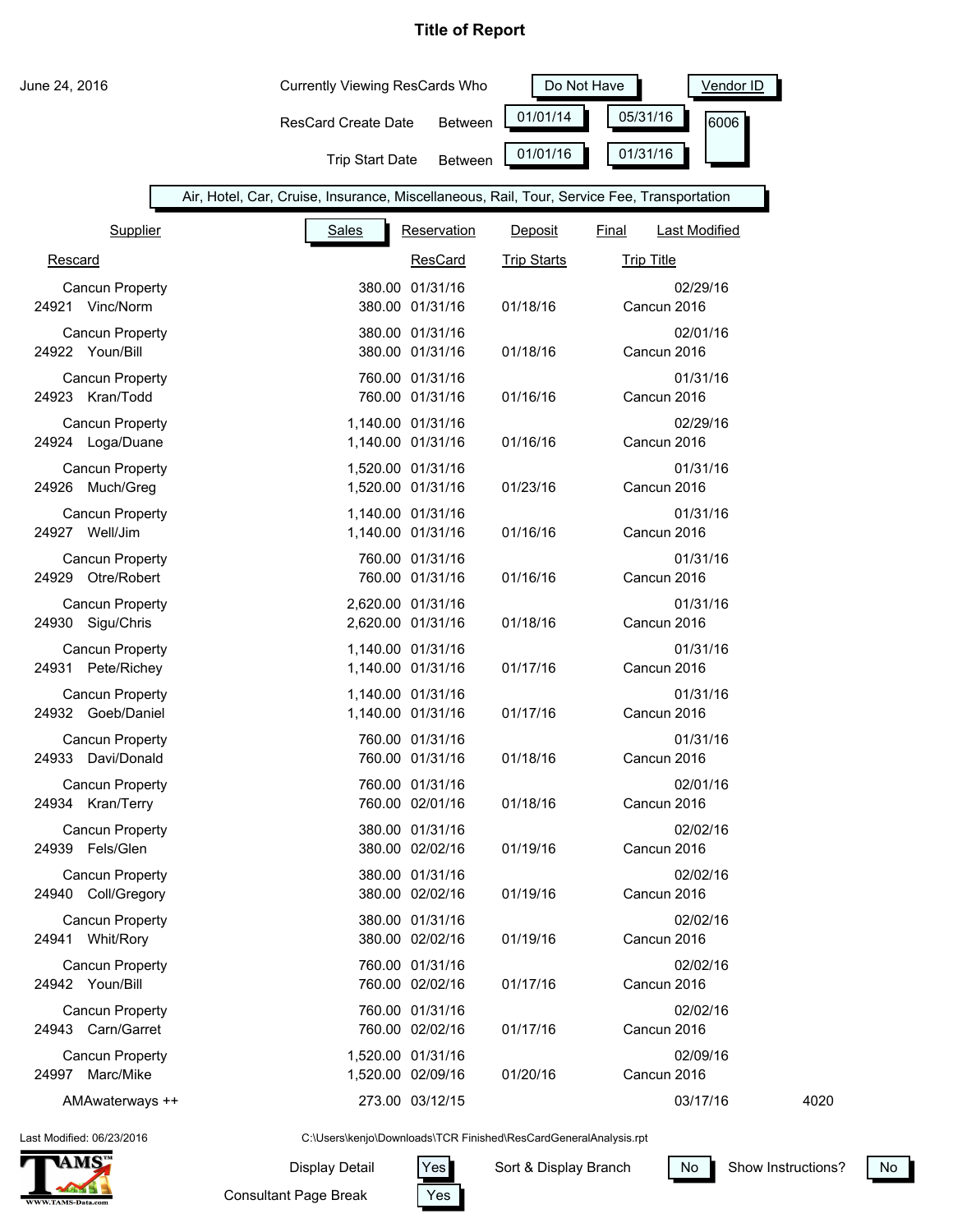# Title of Report

June 24, 2016

Currently Viewing ResCards Who | Do Not Have | Vendor ID

ResCard Create Date Between | 01/01/14 | 05/31/16 | 6006

Trip Start Date Between | 01/01/16 | 01/31/16

Air, Hotel, Car, Cruise, Insurance, Miscellaneous, Rail, Tour, Service Fee, Transportation

| Rescard | Supplier | Sales | Reservation / ResCard | Deposit / Trip Starts | Final / Trip Title | Last Modified | |
|---|---|---|---|---|---|---|---|
| | Cancun Property | 380.00 | 01/31/16 | | | 02/29/16 | |
| 24921 | Vinc/Norm | 380.00 | 01/31/16 | 01/18/16 | Cancun 2016 | | |
| | Cancun Property | 380.00 | 01/31/16 | | | 02/01/16 | |
| 24922 | Youn/Bill | 380.00 | 01/31/16 | 01/18/16 | Cancun 2016 | | |
| | Cancun Property | 760.00 | 01/31/16 | | | 01/31/16 | |
| 24923 | Kran/Todd | 760.00 | 01/31/16 | 01/16/16 | Cancun 2016 | | |
| | Cancun Property | 1,140.00 | 01/31/16 | | | 02/29/16 | |
| 24924 | Loga/Duane | 1,140.00 | 01/31/16 | 01/16/16 | Cancun 2016 | | |
| | Cancun Property | 1,520.00 | 01/31/16 | | | 01/31/16 | |
| 24926 | Much/Greg | 1,520.00 | 01/31/16 | 01/23/16 | Cancun 2016 | | |
| | Cancun Property | 1,140.00 | 01/31/16 | | | 01/31/16 | |
| 24927 | Well/Jim | 1,140.00 | 01/31/16 | 01/16/16 | Cancun 2016 | | |
| | Cancun Property | 760.00 | 01/31/16 | | | 01/31/16 | |
| 24929 | Otre/Robert | 760.00 | 01/31/16 | 01/16/16 | Cancun 2016 | | |
| | Cancun Property | 2,620.00 | 01/31/16 | | | 01/31/16 | |
| 24930 | Sigu/Chris | 2,620.00 | 01/31/16 | 01/18/16 | Cancun 2016 | | |
| | Cancun Property | 1,140.00 | 01/31/16 | | | 01/31/16 | |
| 24931 | Pete/Richey | 1,140.00 | 01/31/16 | 01/17/16 | Cancun 2016 | | |
| | Cancun Property | 1,140.00 | 01/31/16 | | | 01/31/16 | |
| 24932 | Goeb/Daniel | 1,140.00 | 01/31/16 | 01/17/16 | Cancun 2016 | | |
| | Cancun Property | 760.00 | 01/31/16 | | | 01/31/16 | |
| 24933 | Davi/Donald | 760.00 | 01/31/16 | 01/18/16 | Cancun 2016 | | |
| | Cancun Property | 760.00 | 01/31/16 | | | 02/01/16 | |
| 24934 | Kran/Terry | 760.00 | 02/01/16 | 01/18/16 | Cancun 2016 | | |
| | Cancun Property | 380.00 | 01/31/16 | | | 02/02/16 | |
| 24939 | Fels/Glen | 380.00 | 02/02/16 | 01/19/16 | Cancun 2016 | | |
| | Cancun Property | 380.00 | 01/31/16 | | | 02/02/16 | |
| 24940 | Coll/Gregory | 380.00 | 02/02/16 | 01/19/16 | Cancun 2016 | | |
| | Cancun Property | 380.00 | 01/31/16 | | | 02/02/16 | |
| 24941 | Whit/Rory | 380.00 | 02/02/16 | 01/19/16 | Cancun 2016 | | |
| | Cancun Property | 760.00 | 01/31/16 | | | 02/02/16 | |
| 24942 | Youn/Bill | 760.00 | 02/02/16 | 01/17/16 | Cancun 2016 | | |
| | Cancun Property | 760.00 | 01/31/16 | | | 02/02/16 | |
| 24943 | Carn/Garret | 760.00 | 02/02/16 | 01/17/16 | Cancun 2016 | | |
| | Cancun Property | 1,520.00 | 01/31/16 | | | 02/09/16 | |
| 24997 | Marc/Mike | 1,520.00 | 02/09/16 | 01/20/16 | Cancun 2016 | | |
| | AMAwaterways ++ | 273.00 | 03/12/15 | | | 03/17/16 | 4020 |

Last Modified: 06/23/2016

C:\Users\kenjo\Downloads\TCR Finished\ResCardGeneralAnalysis.rpt

Display Detail: Yes | Sort & Display Branch: No | Show Instructions?: No

Consultant Page Break: Yes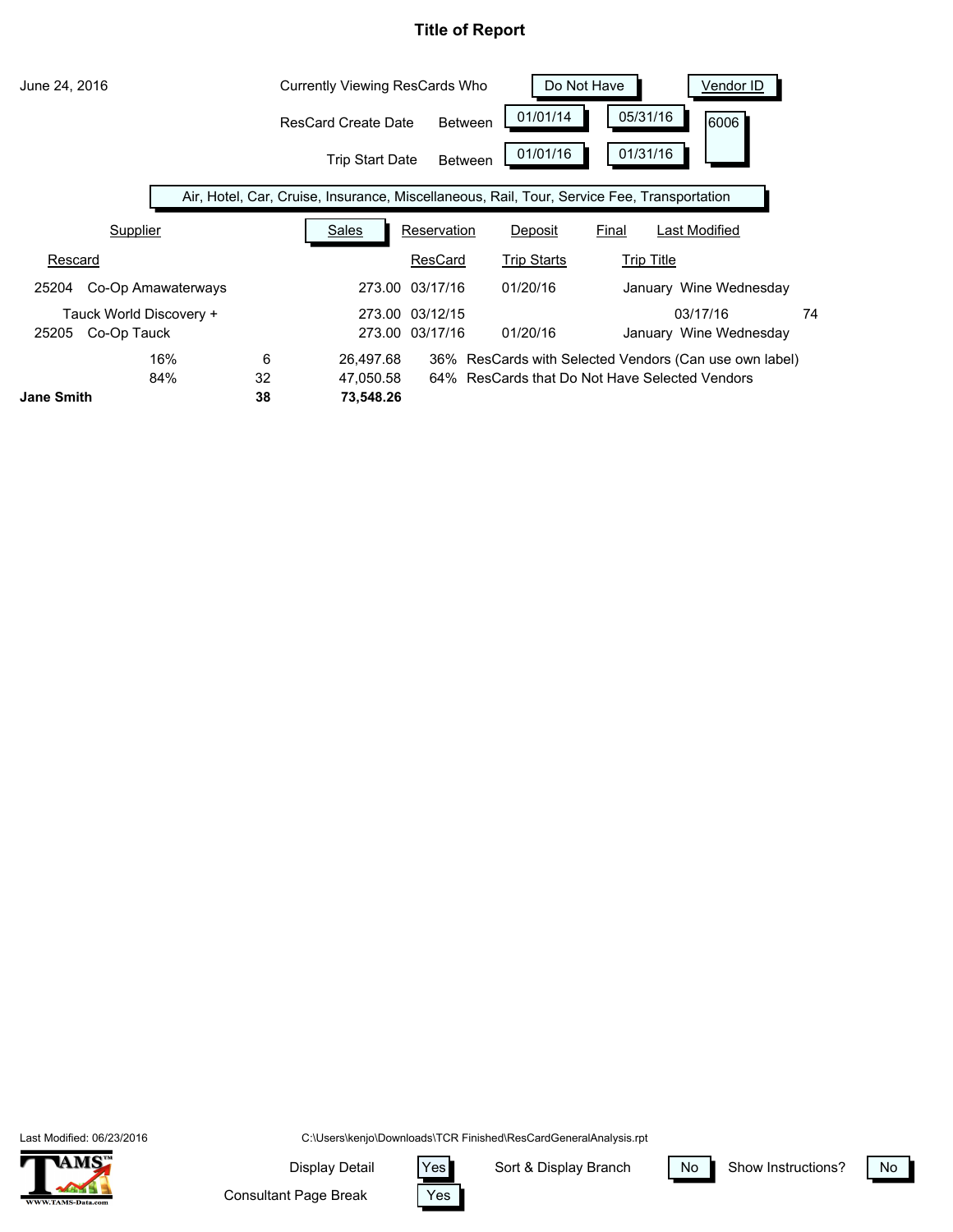# Title of Report

June 24, 2016

Currently Viewing ResCards Who **Do Not Have** **Vendor ID**

ResCard Create Date Between 01/01/14 05/31/16 6006

Trip Start Date Between 01/01/16 01/31/16

Air, Hotel, Car, Cruise, Insurance, Miscellaneous, Rail, Tour, Service Fee, Transportation

| Supplier | | Sales | Reservation | Deposit | Final | Last Modified | |
|---|---|---|---|---|---|---|---|
| Rescard | | | ResCard | Trip Starts | Trip Title | | |
| 25204 Co-Op Amawaterways | | 273.00 | 03/17/16 | 01/20/16 | January Wine Wednesday | | |
| Tauck World Discovery + | | 273.00 | 03/12/15 | | | 03/17/16 | 74 |
| 25205 Co-Op Tauck | | 273.00 | 03/17/16 | 01/20/16 | January Wine Wednesday | | |
| 16% | 6 | 26,497.68 | 36% ResCards with Selected Vendors (Can use own label) | | | | |
| 84% | 32 | 47,050.58 | 64% ResCards that Do Not Have Selected Vendors | | | | |
| **Jane Smith** | **38** | **73,548.26** | | | | | |

Last Modified: 06/23/2016

C:\Users\kenjo\Downloads\TCR Finished\ResCardGeneralAnalysis.rpt

Display Detail: Yes | Sort & Display Branch: No | Show Instructions?: No

Consultant Page Break: Yes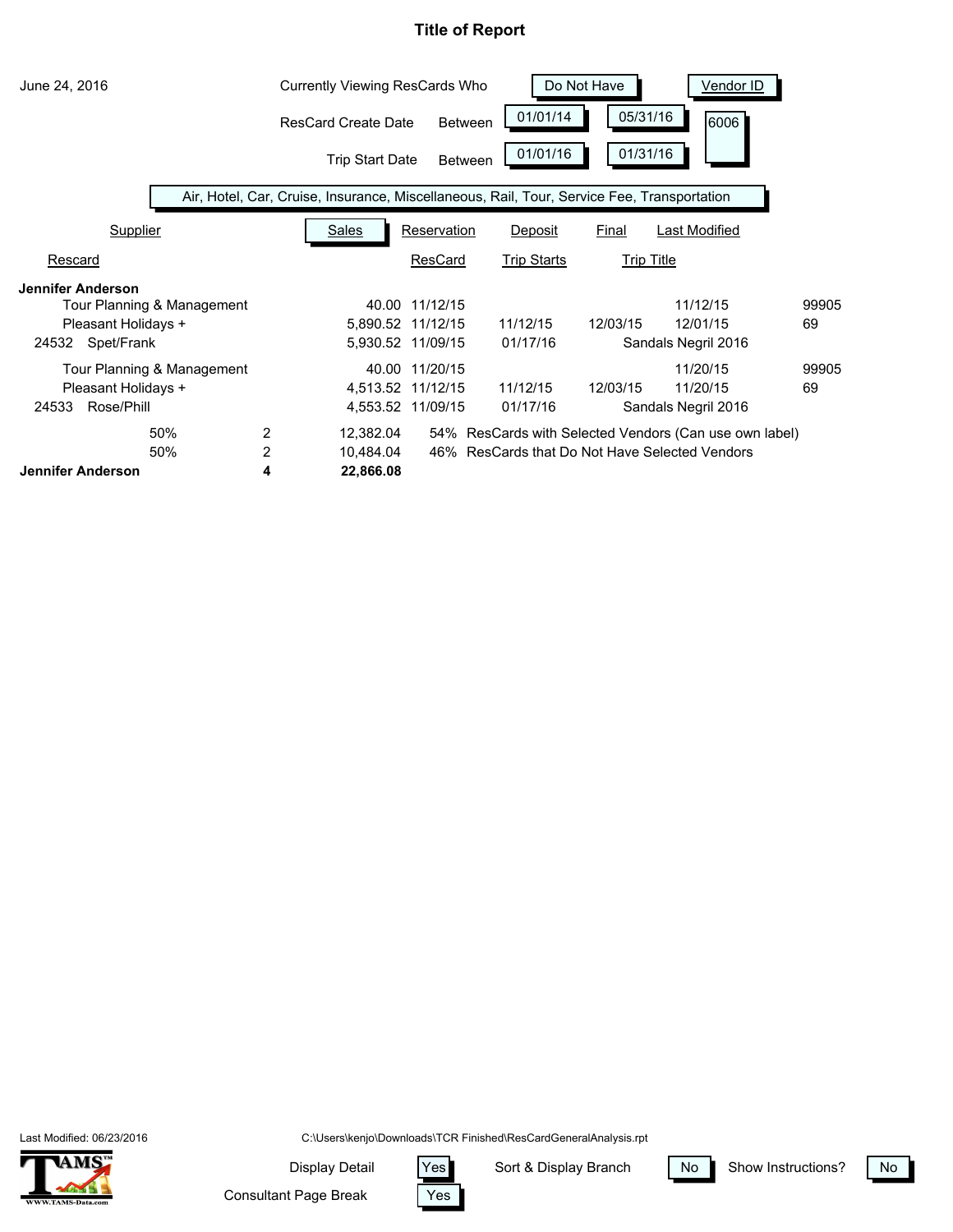# Title of Report

June 24, 2016

Currently Viewing ResCards Who | Do Not Have | Vendor ID

ResCard Create Date Between | 01/01/14 | 05/31/16 | 6006

Trip Start Date Between | 01/01/16 | 01/31/16

Air, Hotel, Car, Cruise, Insurance, Miscellaneous, Rail, Tour, Service Fee, Transportation

| Supplier | | Sales | Reservation | Deposit | Final | Last Modified | |
|---|---|---|---|---|---|---|---|
| Rescard | | | ResCard | Trip Starts | Trip Title | | |
| **Jennifer Anderson** | | | | | | | |
| Tour Planning & Management | | 40.00 | 11/12/15 | | | 11/12/15 | 99905 |
| Pleasant Holidays + | | 5,890.52 | 11/12/15 | 11/12/15 | 12/03/15 | 12/01/15 | 69 |
| 24532 Spet/Frank | | 5,930.52 | 11/09/15 | 01/17/16 | Sandals Negril 2016 | | |
| Tour Planning & Management | | 40.00 | 11/20/15 | | | 11/20/15 | 99905 |
| Pleasant Holidays + | | 4,513.52 | 11/12/15 | 11/12/15 | 12/03/15 | 11/20/15 | 69 |
| 24533 Rose/Phill | | 4,553.52 | 11/09/15 | 01/17/16 | Sandals Negril 2016 | | |
| 50% | 2 | 12,382.04 | 54% ResCards with Selected Vendors (Can use own label) | | | | |
| 50% | 2 | 10,484.04 | 46% ResCards that Do Not Have Selected Vendors | | | | |
| **Jennifer Anderson** | **4** | **22,866.08** | | | | | |

Last Modified: 06/23/2016 C:\Users\kenjo\Downloads\TCR Finished\ResCardGeneralAnalysis.rpt

Display Detail: Yes | Sort & Display Branch: No | Show Instructions?: No

Consultant Page Break: Yes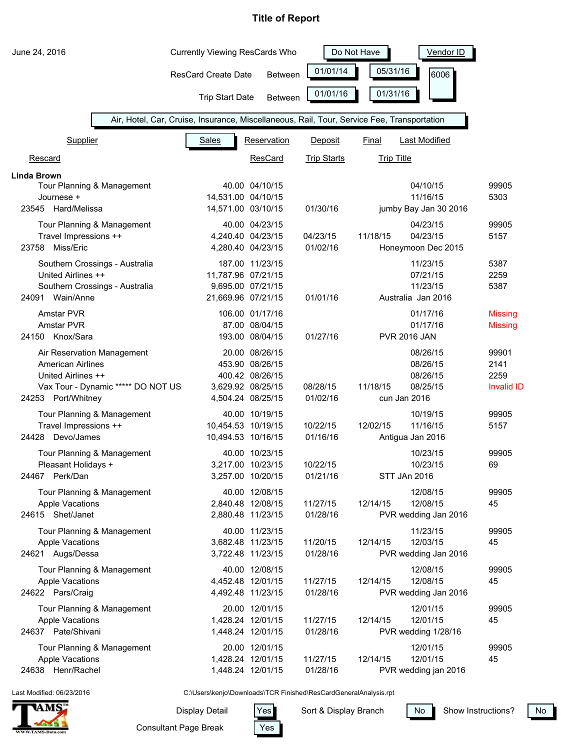# Title of Report

June 24, 2016

Currently Viewing ResCards Who **Do Not Have** **Vendor ID** 6006

ResCard Create Date Between 01/01/14 05/31/16

Trip Start Date Between 01/01/16 01/31/16

Air, Hotel, Car, Cruise, Insurance, Miscellaneous, Rail, Tour, Service Fee, Transportation

| Rescard | Supplier | Sales | Reservation / ResCard | Deposit / Trip Starts | Final | Last Modified / Trip Title | |
|---|---|---|---|---|---|---|---|
| **Linda Brown** | | | | | | | |
| | Tour Planning & Management | 40.00 | 04/10/15 | | | 04/10/15 | 99905 |
| | Journese + | 14,531.00 | 04/10/15 | | | 11/16/15 | 5303 |
| 23545 | Hard/Melissa | 14,571.00 | 03/10/15 | 01/30/16 | | jumby Bay Jan 30 2016 | |
| | Tour Planning & Management | 40.00 | 04/23/15 | | | 04/23/15 | 99905 |
| | Travel Impressions ++ | 4,240.40 | 04/23/15 | 04/23/15 | 11/18/15 | 04/23/15 | 5157 |
| 23758 | Miss/Eric | 4,280.40 | 04/23/15 | 01/02/16 | | Honeymoon Dec 2015 | |
| | Southern Crossings - Australia | 187.00 | 11/23/15 | | | 11/23/15 | 5387 |
| | United Airlines ++ | 11,787.96 | 07/21/15 | | | 07/21/15 | 2259 |
| | Southern Crossings - Australia | 9,695.00 | 07/21/15 | | | 11/23/15 | 5387 |
| 24091 | Wain/Anne | 21,669.96 | 07/21/15 | 01/01/16 | | Australia Jan 2016 | |
| | Amstar PVR | 106.00 | 01/17/16 | | | 01/17/16 | Missing |
| | Amstar PVR | 87.00 | 08/04/15 | | | 01/17/16 | Missing |
| 24150 | Knox/Sara | 193.00 | 08/04/15 | 01/27/16 | | PVR 2016 JAN | |
| | Air Reservation Management | 20.00 | 08/26/15 | | | 08/26/15 | 99901 |
| | American Airlines | 453.90 | 08/26/15 | | | 08/26/15 | 2141 |
| | United Airlines ++ | 400.42 | 08/26/15 | | | 08/26/15 | 2259 |
| | Vax Tour - Dynamic ***** DO NOT US | 3,629.92 | 08/25/15 | 08/28/15 | 11/18/15 | 08/25/15 | Invalid ID |
| 24253 | Port/Whitney | 4,504.24 | 08/25/15 | 01/02/16 | | cun Jan 2016 | |
| | Tour Planning & Management | 40.00 | 10/19/15 | | | 10/19/15 | 99905 |
| | Travel Impressions ++ | 10,454.53 | 10/19/15 | 10/22/15 | 12/02/15 | 11/16/15 | 5157 |
| 24428 | Devo/James | 10,494.53 | 10/16/15 | 01/16/16 | | Antigua Jan 2016 | |
| | Tour Planning & Management | 40.00 | 10/23/15 | | | 10/23/15 | 99905 |
| | Pleasant Holidays + | 3,217.00 | 10/23/15 | 10/22/15 | | 10/23/15 | 69 |
| 24467 | Perk/Dan | 3,257.00 | 10/20/15 | 01/21/16 | | STT JAn 2016 | |
| | Tour Planning & Management | 40.00 | 12/08/15 | | | 12/08/15 | 99905 |
| | Apple Vacations | 2,840.48 | 12/08/15 | 11/27/15 | 12/14/15 | 12/08/15 | 45 |
| 24615 | Shet/Janet | 2,880.48 | 11/23/15 | 01/28/16 | | PVR wedding Jan 2016 | |
| | Tour Planning & Management | 40.00 | 11/23/15 | | | 11/23/15 | 99905 |
| | Apple Vacations | 3,682.48 | 11/23/15 | 11/20/15 | 12/14/15 | 12/03/15 | 45 |
| 24621 | Augs/Dessa | 3,722.48 | 11/23/15 | 01/28/16 | | PVR wedding Jan 2016 | |
| | Tour Planning & Management | 40.00 | 12/08/15 | | | 12/08/15 | 99905 |
| | Apple Vacations | 4,452.48 | 12/01/15 | 11/27/15 | 12/14/15 | 12/08/15 | 45 |
| 24622 | Pars/Craig | 4,492.48 | 11/23/15 | 01/28/16 | | PVR wedding Jan 2016 | |
| | Tour Planning & Management | 20.00 | 12/01/15 | | | 12/01/15 | 99905 |
| | Apple Vacations | 1,428.24 | 12/01/15 | 11/27/15 | 12/14/15 | 12/01/15 | 45 |
| 24637 | Pate/Shivani | 1,448.24 | 12/01/15 | 01/28/16 | | PVR wedding 1/28/16 | |
| | Tour Planning & Management | 20.00 | 12/01/15 | | | 12/01/15 | 99905 |
| | Apple Vacations | 1,428.24 | 12/01/15 | 11/27/15 | 12/14/15 | 12/01/15 | 45 |
| 24638 | Henr/Rachel | 1,448.24 | 12/01/15 | 01/28/16 | | PVR wedding jan 2016 | |

Last Modified: 06/23/2016

C:\Users\kenjo\Downloads\TCR Finished\ResCardGeneralAnalysis.rpt

TAMS WWW.TAMS-Data.com

Display Detail: Yes | Sort & Display Branch: No | Show Instructions?: No

Consultant Page Break: Yes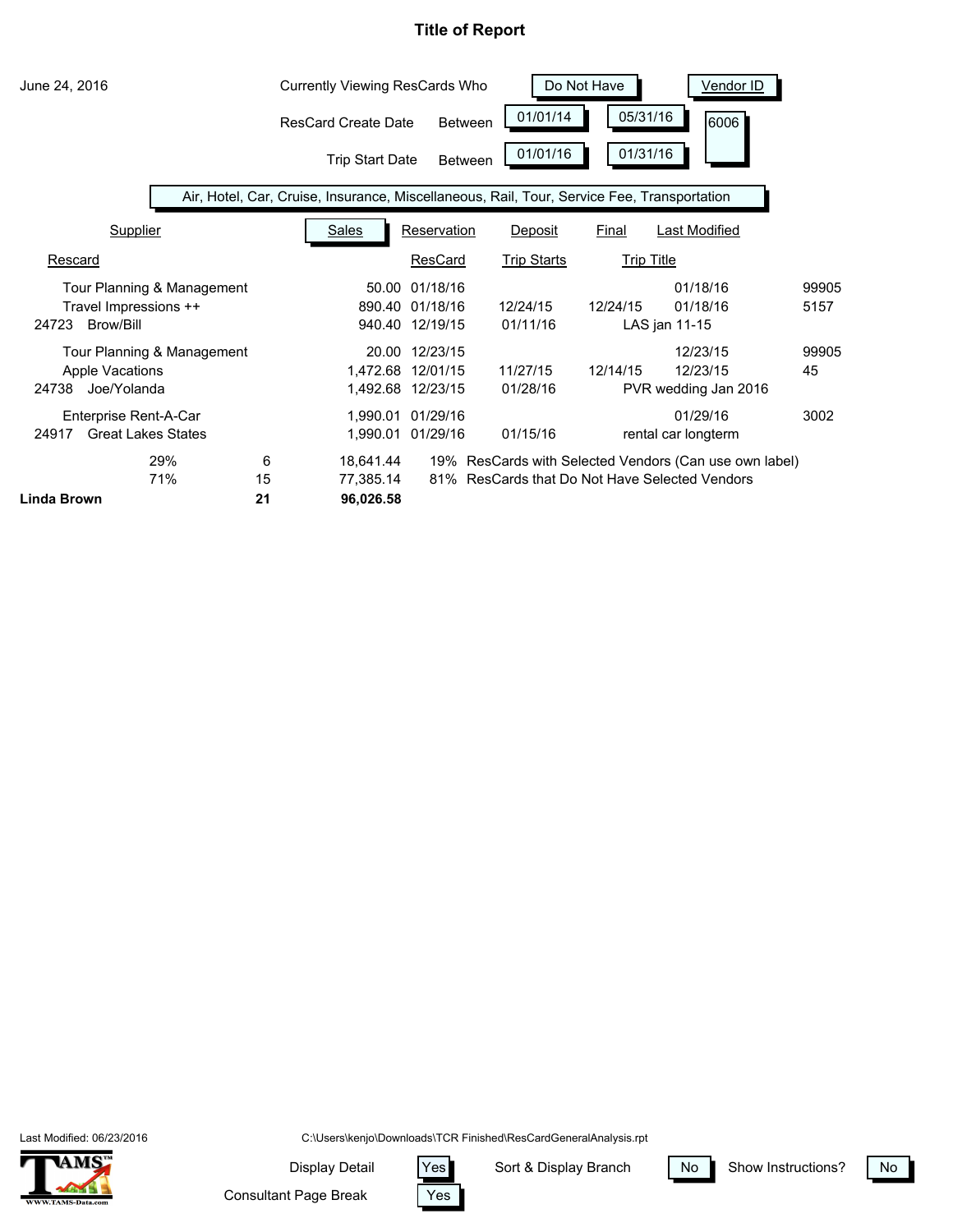# Title of Report

June 24, 2016

Currently Viewing ResCards Who: Do Not Have — Vendor ID

ResCard Create Date Between 01/01/14 — 05/31/16 — 6006

Trip Start Date Between 01/01/16 — 01/31/16

Air, Hotel, Car, Cruise, Insurance, Miscellaneous, Rail, Tour, Service Fee, Transportation

| Supplier / Rescard | | Sales | Reservation / ResCard | Deposit / Trip Starts | Final / Trip Title | Last Modified | |
|---|---|---|---|---|---|---|---|
| Tour Planning & Management | | 50.00 | 01/18/16 | | | 01/18/16 | 99905 |
| Travel Impressions ++ | | 890.40 | 01/18/16 | 12/24/15 | 12/24/15 | 01/18/16 | 5157 |
| 24723 Brow/Bill | | 940.40 | 12/19/15 | 01/11/16 | LAS jan 11-15 | | |
| Tour Planning & Management | | 20.00 | 12/23/15 | | | 12/23/15 | 99905 |
| Apple Vacations | | 1,472.68 | 12/01/15 | 11/27/15 | 12/14/15 | 12/23/15 | 45 |
| 24738 Joe/Yolanda | | 1,492.68 | 12/23/15 | 01/28/16 | PVR wedding Jan 2016 | | |
| Enterprise Rent-A-Car | | 1,990.01 | 01/29/16 | | | 01/29/16 | 3002 |
| 24917 Great Lakes States | | 1,990.01 | 01/29/16 | 01/15/16 | rental car longterm | | |
| 29% | 6 | 18,641.44 | 19% ResCards with Selected Vendors (Can use own label) | | | | |
| 71% | 15 | 77,385.14 | 81% ResCards that Do Not Have Selected Vendors | | | | |
| **Linda Brown** | **21** | **96,026.58** | | | | | |

Last Modified: 06/23/2016 — C:\Users\kenjo\Downloads\TCR Finished\ResCardGeneralAnalysis.rpt

Display Detail: Yes — Sort & Display Branch: No — Show Instructions? No

Consultant Page Break: Yes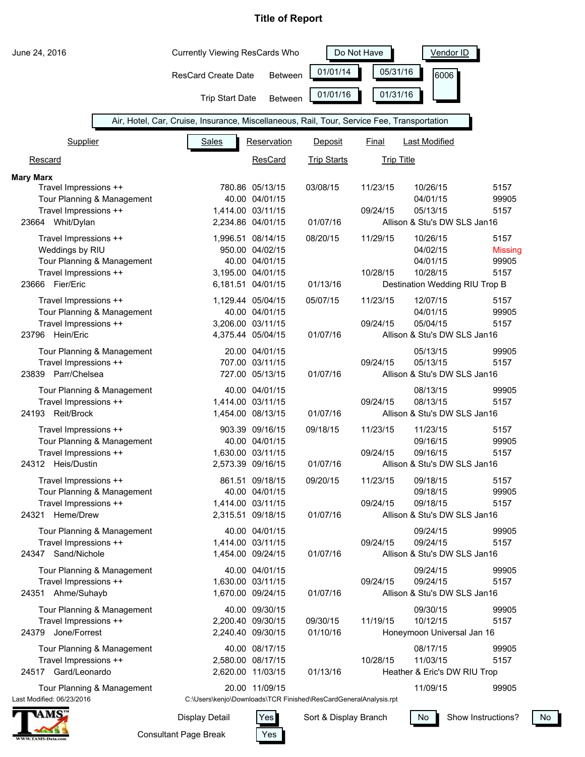# Title of Report

June 24, 2016

Currently Viewing ResCards Who **Do Not Have** **Vendor ID** 6006

ResCard Create Date Between 01/01/14 05/31/16

Trip Start Date Between 01/01/16 01/31/16

Air, Hotel, Car, Cruise, Insurance, Miscellaneous, Rail, Tour, Service Fee, Transportation

| Rescard | Supplier | Sales | Reservation / ResCard | Deposit / Trip Starts | Final / Trip Title | Last Modified | |
|---|---|---|---|---|---|---|---|
| **Mary Marx** | | | | | | | |
| | Travel Impressions ++ | 780.86 | 05/13/15 | 03/08/15 | 11/23/15 | 10/26/15 | 5157 |
| | Tour Planning & Management | 40.00 | 04/01/15 | | | 04/01/15 | 99905 |
| | Travel Impressions ++ | 1,414.00 | 03/11/15 | | 09/24/15 | 05/13/15 | 5157 |
| 23664 | Whit/Dylan | 2,234.86 | 04/01/15 | 01/07/16 | Allison & Stu's DW SLS Jan16 | | |
| | Travel Impressions ++ | 1,996.51 | 08/14/15 | 08/20/15 | 11/29/15 | 10/26/15 | 5157 |
| | Weddings by RIU | 950.00 | 04/02/15 | | | 04/02/15 | Missing |
| | Tour Planning & Management | 40.00 | 04/01/15 | | | 04/01/15 | 99905 |
| | Travel Impressions ++ | 3,195.00 | 04/01/15 | | 10/28/15 | 10/28/15 | 5157 |
| 23666 | Fier/Eric | 6,181.51 | 04/01/15 | 01/13/16 | Destination Wedding RIU Trop B | | |
| | Travel Impressions ++ | 1,129.44 | 05/04/15 | 05/07/15 | 11/23/15 | 12/07/15 | 5157 |
| | Tour Planning & Management | 40.00 | 04/01/15 | | | 04/01/15 | 99905 |
| | Travel Impressions ++ | 3,206.00 | 03/11/15 | | 09/24/15 | 05/04/15 | 5157 |
| 23796 | Hein/Eric | 4,375.44 | 05/04/15 | 01/07/16 | Allison & Stu's DW SLS Jan16 | | |
| | Tour Planning & Management | 20.00 | 04/01/15 | | | 05/13/15 | 99905 |
| | Travel Impressions ++ | 707.00 | 03/11/15 | | 09/24/15 | 05/13/15 | 5157 |
| 23839 | Parr/Chelsea | 727.00 | 05/13/15 | 01/07/16 | Allison & Stu's DW SLS Jan16 | | |
| | Tour Planning & Management | 40.00 | 04/01/15 | | | 08/13/15 | 99905 |
| | Travel Impressions ++ | 1,414.00 | 03/11/15 | | 09/24/15 | 08/13/15 | 5157 |
| 24193 | Reit/Brock | 1,454.00 | 08/13/15 | 01/07/16 | Allison & Stu's DW SLS Jan16 | | |
| | Travel Impressions ++ | 903.39 | 09/16/15 | 09/18/15 | 11/23/15 | 11/23/15 | 5157 |
| | Tour Planning & Management | 40.00 | 04/01/15 | | | 09/16/15 | 99905 |
| | Travel Impressions ++ | 1,630.00 | 03/11/15 | | 09/24/15 | 09/16/15 | 5157 |
| 24312 | Heis/Dustin | 2,573.39 | 09/16/15 | 01/07/16 | Allison & Stu's DW SLS Jan16 | | |
| | Travel Impressions ++ | 861.51 | 09/18/15 | 09/20/15 | 11/23/15 | 09/18/15 | 5157 |
| | Tour Planning & Management | 40.00 | 04/01/15 | | | 09/18/15 | 99905 |
| | Travel Impressions ++ | 1,414.00 | 03/11/15 | | 09/24/15 | 09/18/15 | 5157 |
| 24321 | Heme/Drew | 2,315.51 | 09/18/15 | 01/07/16 | Allison & Stu's DW SLS Jan16 | | |
| | Tour Planning & Management | 40.00 | 04/01/15 | | | 09/24/15 | 99905 |
| | Travel Impressions ++ | 1,414.00 | 03/11/15 | | 09/24/15 | 09/24/15 | 5157 |
| 24347 | Sand/Nichole | 1,454.00 | 09/24/15 | 01/07/16 | Allison & Stu's DW SLS Jan16 | | |
| | Tour Planning & Management | 40.00 | 04/01/15 | | | 09/24/15 | 99905 |
| | Travel Impressions ++ | 1,630.00 | 03/11/15 | | 09/24/15 | 09/24/15 | 5157 |
| 24351 | Ahme/Suhayb | 1,670.00 | 09/24/15 | 01/07/16 | Allison & Stu's DW SLS Jan16 | | |
| | Tour Planning & Management | 40.00 | 09/30/15 | | | 09/30/15 | 99905 |
| | Travel Impressions ++ | 2,200.40 | 09/30/15 | 09/30/15 | 11/19/15 | 10/12/15 | 5157 |
| 24379 | Jone/Forrest | 2,240.40 | 09/30/15 | 01/10/16 | Honeymoon Universal Jan 16 | | |
| | Tour Planning & Management | 40.00 | 08/17/15 | | | 08/17/15 | 99905 |
| | Travel Impressions ++ | 2,580.00 | 08/17/15 | | 10/28/15 | 11/03/15 | 5157 |
| 24517 | Gard/Leonardo | 2,620.00 | 11/03/15 | 01/13/16 | Heather & Eric's DW RIU Trop | | |
| | Tour Planning & Management | 20.00 | 11/09/15 | | | 11/09/15 | 99905 |

Last Modified: 06/23/2016

C:\Users\kenjo\Downloads\TCR Finished\ResCardGeneralAnalysis.rpt

Display Detail: Yes | Sort & Display Branch: No | Show Instructions?: No

Consultant Page Break: Yes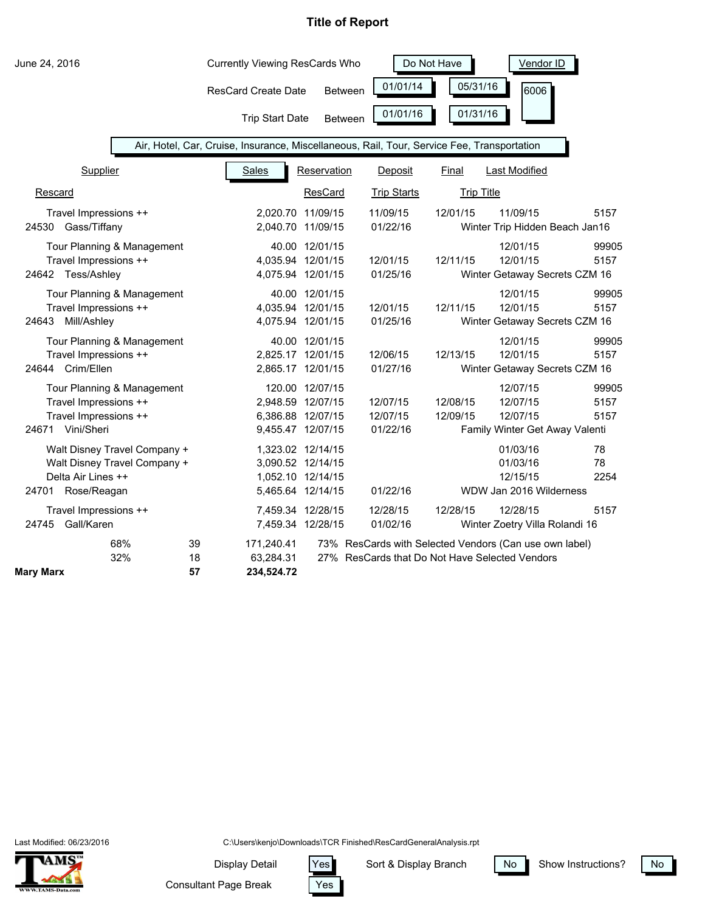# Title of Report

June 24, 2016

Currently Viewing ResCards Who **Do Not Have** **Vendor ID**

ResCard Create Date Between 01/01/14 05/31/16 6006

Trip Start Date Between 01/01/16 01/31/16

Air, Hotel, Car, Cruise, Insurance, Miscellaneous, Rail, Tour, Service Fee, Transportation

| Supplier / Rescard | Sales | Reservation / ResCard | Deposit / Trip Starts | Final | Last Modified / Trip Title | |
|---|---|---|---|---|---|---|
| Travel Impressions ++ | 2,020.70 | 11/09/15 | 11/09/15 | 12/01/15 | 11/09/15 | 5157 |
| 24530 Gass/Tiffany | 2,040.70 | 11/09/15 | 01/22/16 | | Winter Trip Hidden Beach Jan16 | |
| Tour Planning & Management | 40.00 | 12/01/15 | | | 12/01/15 | 99905 |
| Travel Impressions ++ | 4,035.94 | 12/01/15 | 12/01/15 | 12/11/15 | 12/01/15 | 5157 |
| 24642 Tess/Ashley | 4,075.94 | 12/01/15 | 01/25/16 | | Winter Getaway Secrets CZM 16 | |
| Tour Planning & Management | 40.00 | 12/01/15 | | | 12/01/15 | 99905 |
| Travel Impressions ++ | 4,035.94 | 12/01/15 | 12/01/15 | 12/11/15 | 12/01/15 | 5157 |
| 24643 Mill/Ashley | 4,075.94 | 12/01/15 | 01/25/16 | | Winter Getaway Secrets CZM 16 | |
| Tour Planning & Management | 40.00 | 12/01/15 | | | 12/01/15 | 99905 |
| Travel Impressions ++ | 2,825.17 | 12/01/15 | 12/06/15 | 12/13/15 | 12/01/15 | 5157 |
| 24644 Crim/Ellen | 2,865.17 | 12/01/15 | 01/27/16 | | Winter Getaway Secrets CZM 16 | |
| Tour Planning & Management | 120.00 | 12/07/15 | | | 12/07/15 | 99905 |
| Travel Impressions ++ | 2,948.59 | 12/07/15 | 12/07/15 | 12/08/15 | 12/07/15 | 5157 |
| Travel Impressions ++ | 6,386.88 | 12/07/15 | 12/07/15 | 12/09/15 | 12/07/15 | 5157 |
| 24671 Vini/Sheri | 9,455.47 | 12/07/15 | 01/22/16 | | Family Winter Get Away Valenti | |
| Walt Disney Travel Company + | 1,323.02 | 12/14/15 | | | 01/03/16 | 78 |
| Walt Disney Travel Company + | 3,090.52 | 12/14/15 | | | 01/03/16 | 78 |
| Delta Air Lines ++ | 1,052.10 | 12/14/15 | | | 12/15/15 | 2254 |
| 24701 Rose/Reagan | 5,465.64 | 12/14/15 | 01/22/16 | | WDW Jan 2016 Wilderness | |
| Travel Impressions ++ | 7,459.34 | 12/28/15 | 12/28/15 | 12/28/15 | 12/28/15 | 5157 |
| 24745 Gall/Karen | 7,459.34 | 12/28/15 | 01/02/16 | | Winter Zoetry Villa Rolandi 16 | |

| | % | Count | Sales | % | |
|---|---|---|---|---|---|
| | 68% | 39 | 171,240.41 | 73% | ResCards with Selected Vendors (Can use own label) |
| | 32% | 18 | 63,284.31 | 27% | ResCards that Do Not Have Selected Vendors |
| **Mary Marx** | | **57** | **234,524.72** | | |

Last Modified: 06/23/2016

C:\Users\kenjo\Downloads\TCR Finished\ResCardGeneralAnalysis.rpt

Display Detail: Yes  Sort & Display Branch: No  Show Instructions?: No

Consultant Page Break: Yes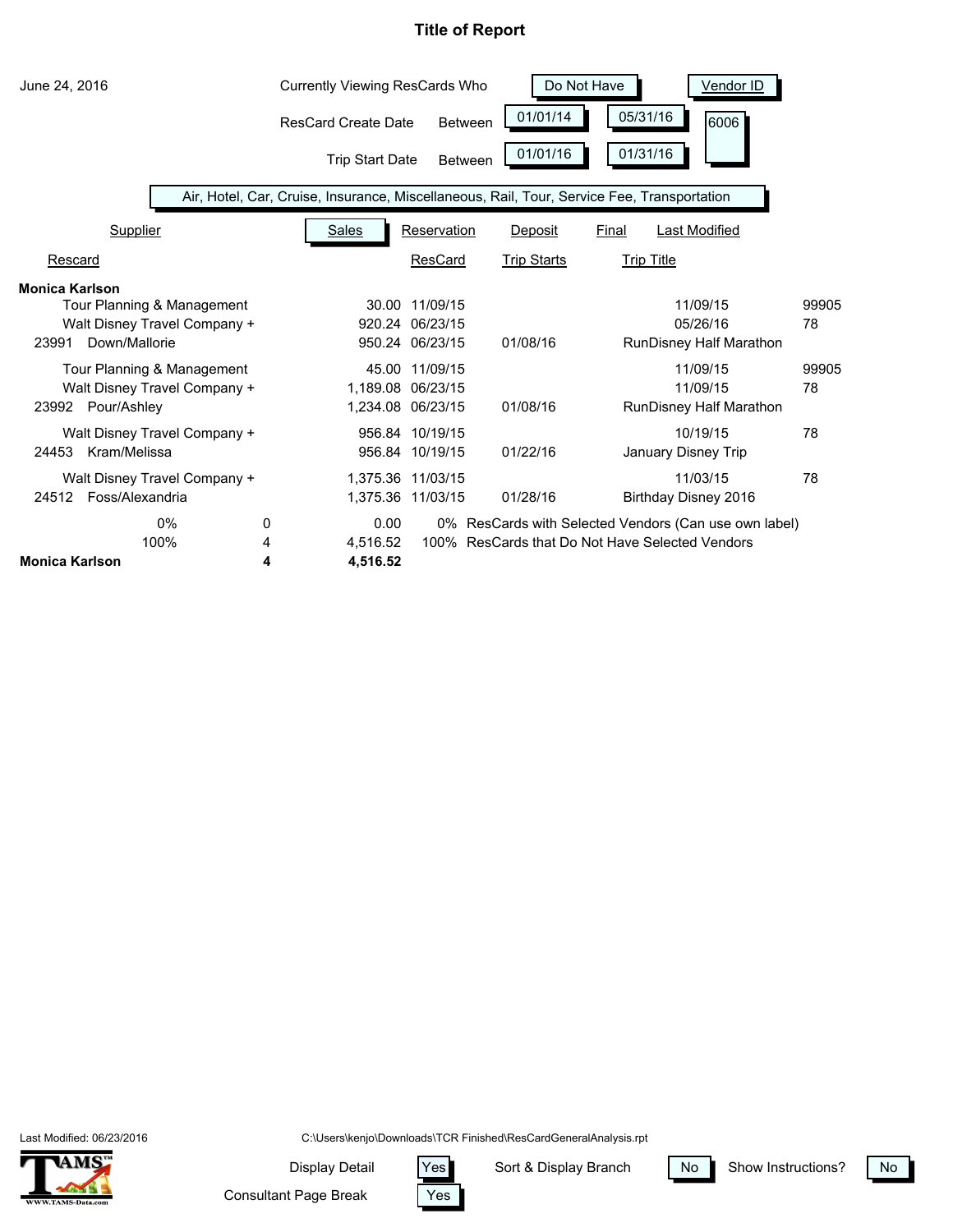# Title of Report

June 24, 2016

Currently Viewing ResCards Who: Do Not Have — Vendor ID

ResCard Create Date Between 01/01/14 and 05/31/16 — 6006

Trip Start Date Between 01/01/16 and 01/31/16

Air, Hotel, Car, Cruise, Insurance, Miscellaneous, Rail, Tour, Service Fee, Transportation

| Rescard | Supplier | | Sales | Reservation / ResCard | Deposit / Trip Starts | Final / Trip Title | Last Modified | |
|---|---|---|---|---|---|---|---|---|
| **Monica Karlson** | | | | | | | | |
| | Tour Planning & Management | | 30.00 | 11/09/15 | | | 11/09/15 | 99905 |
| | Walt Disney Travel Company + | | 920.24 | 06/23/15 | | | 05/26/16 | 78 |
| 23991 | Down/Mallorie | | 950.24 | 06/23/15 | 01/08/16 | RunDisney Half Marathon | | |
| | Tour Planning & Management | | 45.00 | 11/09/15 | | | 11/09/15 | 99905 |
| | Walt Disney Travel Company + | | 1,189.08 | 06/23/15 | | | 11/09/15 | 78 |
| 23992 | Pour/Ashley | | 1,234.08 | 06/23/15 | 01/08/16 | RunDisney Half Marathon | | |
| | Walt Disney Travel Company + | | 956.84 | 10/19/15 | | | 10/19/15 | 78 |
| 24453 | Kram/Melissa | | 956.84 | 10/19/15 | 01/22/16 | January Disney Trip | | |
| | Walt Disney Travel Company + | | 1,375.36 | 11/03/15 | | | 11/03/15 | 78 |
| 24512 | Foss/Alexandria | | 1,375.36 | 11/03/15 | 01/28/16 | Birthday Disney 2016 | | |
| | 0% | 0 | 0.00 | 0% ResCards with Selected Vendors (Can use own label) | | | | |
| | 100% | 4 | 4,516.52 | 100% ResCards that Do Not Have Selected Vendors | | | | |
| **Monica Karlson** | | **4** | **4,516.52** | | | | | |

Last Modified: 06/23/2016

C:\Users\kenjo\Downloads\TCR Finished\ResCardGeneralAnalysis.rpt

Display Detail: Yes — Sort & Display Branch: No — Show Instructions?: No

Consultant Page Break: Yes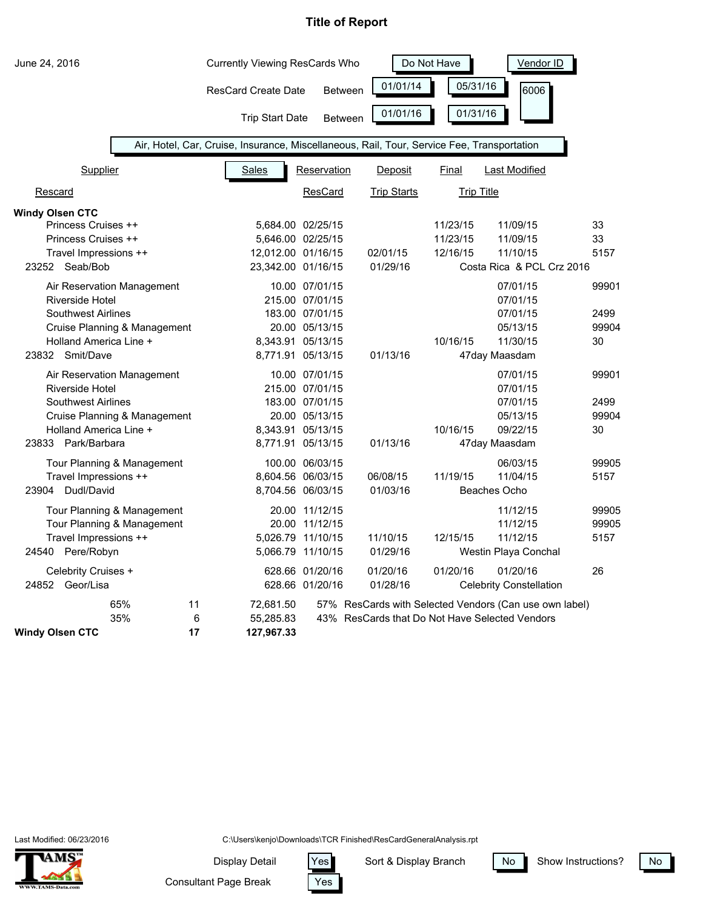# Title of Report

June 24, 2016

Currently Viewing ResCards Who **Do Not Have** **Vendor ID**

ResCard Create Date Between 01/01/14 05/31/16 **6006**

Trip Start Date Between 01/01/16 01/31/16

Air, Hotel, Car, Cruise, Insurance, Miscellaneous, Rail, Tour, Service Fee, Transportation

| Supplier / Rescard | Sales | Reservation / ResCard | Deposit / Trip Starts | Final / Trip Title | Last Modified | |
|---|---|---|---|---|---|---|
| **Windy Olsen CTC** | | | | | | |
| Princess Cruises ++ | 5,684.00 | 02/25/15 | | 11/23/15 | 11/09/15 | 33 |
| Princess Cruises ++ | 5,646.00 | 02/25/15 | | 11/23/15 | 11/09/15 | 33 |
| Travel Impressions ++ | 12,012.00 | 01/16/15 | 02/01/15 | 12/16/15 | 11/10/15 | 5157 |
| 23252 Seab/Bob | 23,342.00 | 01/16/15 | 01/29/16 | Costa Rica & PCL Crz 2016 | | |
| Air Reservation Management | 10.00 | 07/01/15 | | | 07/01/15 | 99901 |
| Riverside Hotel | 215.00 | 07/01/15 | | | 07/01/15 | |
| Southwest Airlines | 183.00 | 07/01/15 | | | 07/01/15 | 2499 |
| Cruise Planning & Management | 20.00 | 05/13/15 | | | 05/13/15 | 99904 |
| Holland America Line + | 8,343.91 | 05/13/15 | | 10/16/15 | 11/30/15 | 30 |
| 23832 Smit/Dave | 8,771.91 | 05/13/15 | 01/13/16 | 47day Maasdam | | |
| Air Reservation Management | 10.00 | 07/01/15 | | | 07/01/15 | 99901 |
| Riverside Hotel | 215.00 | 07/01/15 | | | 07/01/15 | |
| Southwest Airlines | 183.00 | 07/01/15 | | | 07/01/15 | 2499 |
| Cruise Planning & Management | 20.00 | 05/13/15 | | | 05/13/15 | 99904 |
| Holland America Line + | 8,343.91 | 05/13/15 | | 10/16/15 | 09/22/15 | 30 |
| 23833 Park/Barbara | 8,771.91 | 05/13/15 | 01/13/16 | 47day Maasdam | | |
| Tour Planning & Management | 100.00 | 06/03/15 | | | 06/03/15 | 99905 |
| Travel Impressions ++ | 8,604.56 | 06/03/15 | 06/08/15 | 11/19/15 | 11/04/15 | 5157 |
| 23904 Dudl/David | 8,704.56 | 06/03/15 | 01/03/16 | Beaches Ocho | | |
| Tour Planning & Management | 20.00 | 11/12/15 | | | 11/12/15 | 99905 |
| Tour Planning & Management | 20.00 | 11/12/15 | | | 11/12/15 | 99905 |
| Travel Impressions ++ | 5,026.79 | 11/10/15 | 11/10/15 | 12/15/15 | 11/12/15 | 5157 |
| 24540 Pere/Robyn | 5,066.79 | 11/10/15 | 01/29/16 | Westin Playa Conchal | | |
| Celebrity Cruises + | 628.66 | 01/20/16 | 01/20/16 | 01/20/16 | 01/20/16 | 26 |
| 24852 Geor/Lisa | 628.66 | 01/20/16 | 01/28/16 | Celebrity Constellation | | |

| | Count | Sales | | |
|---|---|---|---|---|
| 65% | 11 | 72,681.50 | 57% | ResCards with Selected Vendors (Can use own label) |
| 35% | 6 | 55,285.83 | 43% | ResCards that Do Not Have Selected Vendors |
| **Windy Olsen CTC** | **17** | **127,967.33** | | |

Last Modified: 06/23/2016

C:\Users\kenjo\Downloads\TCR Finished\ResCardGeneralAnalysis.rpt

Display Detail: Yes | Sort & Display Branch: No | Show Instructions?: No

Consultant Page Break: Yes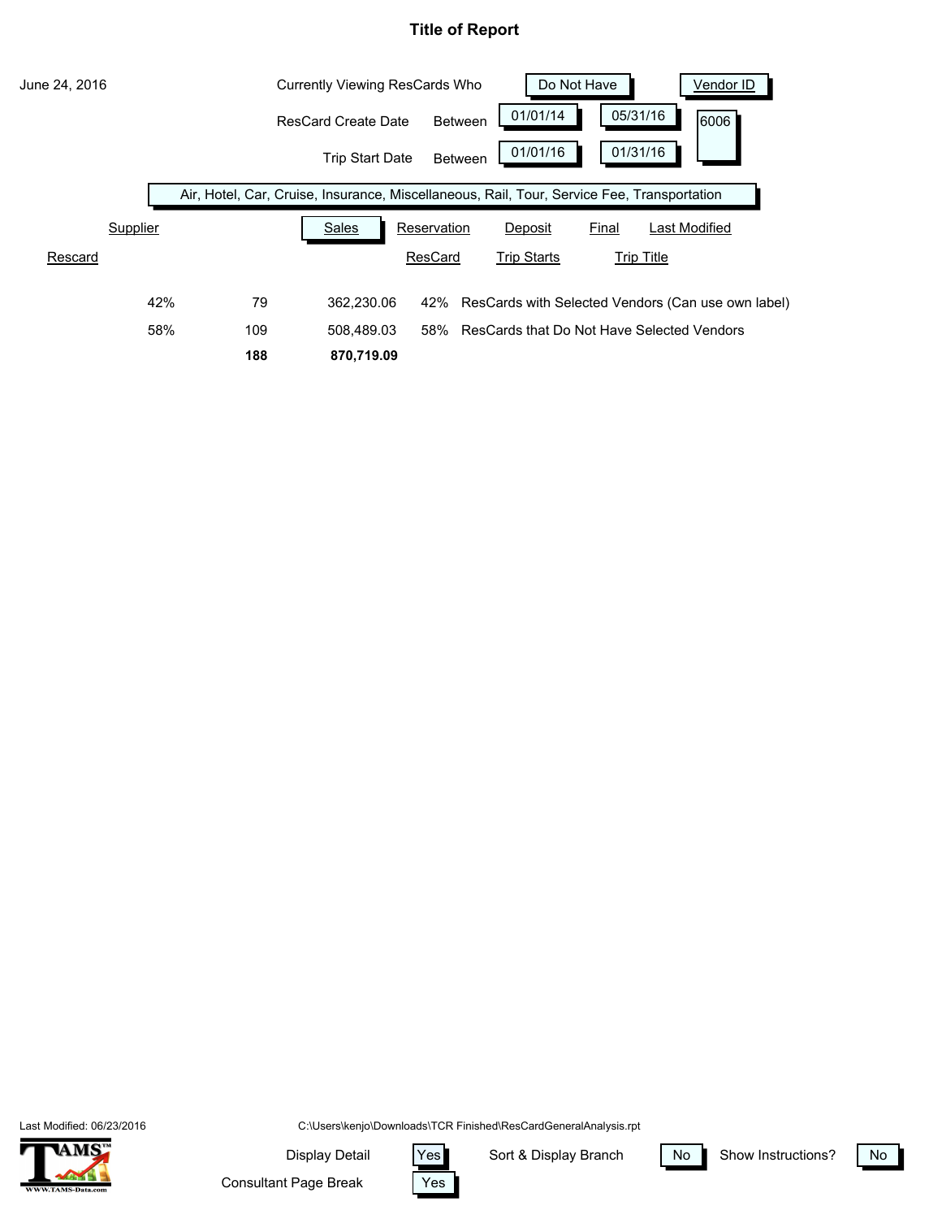# Title of Report

June 24, 2016

Currently Viewing ResCards Who **Do Not Have** **Vendor ID**

ResCard Create Date Between 01/01/14 05/31/16 6006

Trip Start Date Between 01/01/16 01/31/16

Air, Hotel, Car, Cruise, Insurance, Miscellaneous, Rail, Tour, Service Fee, Transportation

Supplier | Sales | Reservation | Deposit | Final | Last Modified

Rescard | ResCard | Trip Starts | Trip Title

| | | | | |
|---|---|---|---|---|
| 42% | 79 | 362,230.06 | 42% | ResCards with Selected Vendors (Can use own label) |
| 58% | 109 | 508,489.03 | 58% | ResCards that Do Not Have Selected Vendors |
| | **188** | **870,719.09** | | |

Last Modified: 06/23/2016

C:\Users\kenjo\Downloads\TCR Finished\ResCardGeneralAnalysis.rpt

Display Detail: Yes | Sort & Display Branch: No | Show Instructions?: No

Consultant Page Break: Yes